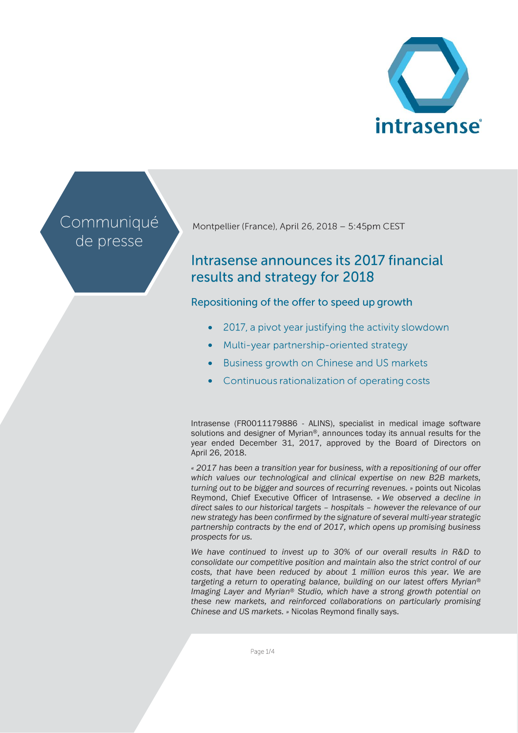Communiqué de presse

Montpellier (France), April 26, 2018 – 5:45pm CEST

# Intrasense announces its 2017 financial results and strategy for 2018

## Repositioning of the offer to speed up growth

- 2017, a pivot year justifying the activity slowdown
- Multi-year partnership-oriented strategy
- Business growth on Chinese and US markets
- Continuous rationalization of operating costs

Intrasense (FR0011179886 - ALINS), specialist in medical image software solutions and designer of Myrian®, announces today its annual results for the year ended December 31, 2017, approved by the Board of Directors on April 26, 2018.

*« 2017 has been a transition year for business, with a repositioning of our offer which values our technological and clinical expertise on new B2B markets, turning out to be bigger and sources of recurring revenues. »* points out Nicolas Reymond, Chief Executive Officer of Intrasense. *« We observed a decline in direct sales to our historical targets – hospitals – however the relevance of our new strategy has been confirmed by the signature of several multi-year strategic partnership contracts by the end of 2017, which opens up promising business prospects for us.*

*We have continued to invest up to 30% of our overall results in R&D to consolidate our competitive position and maintain also the strict control of our costs, that have been reduced by about 1 million euros this year. We are targeting a return to operating balance, building on our latest offers Myrian® Imaging Layer and Myrian® Studio, which have a strong growth potential on these new markets, and reinforced collaborations on particularly promising Chinese and US markets. »* Nicolas Reymond finally says.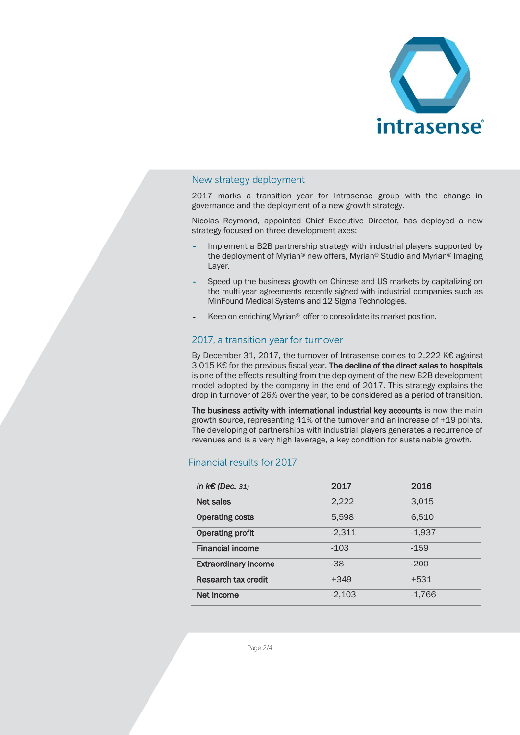## New strategy deployment

2017 marks a transition year for Intrasense group with the change in governance and the deployment of a new growth strategy.

Nicolas Reymond, appointed Chief Executive Director, has deployed a new strategy focused on three development axes:

- Implement a B2B partnership strategy with industrial players supported by the deployment of Myrian® new offers, Myrian® Studio and Myrian® Imaging Layer.
- Speed up the business growth on Chinese and US markets by capitalizing on the multi-year agreements recently signed with industrial companies such as MinFound Medical Systems and 12 Sigma Technologies.
- Keep on enriching Myrian® offer to consolidate its market position.

## 2017, a transition year for turnover

By December 31, 2017, the turnover of Intrasense comes to 2,222 K€ against 3,015 K€ for the previous fiscal year. **The decline of the direct sales to hospitals** is one of the effects resulting from the deployment of the new B2B development model adopted by the company in the end of 2017. This strategy explains the drop in turnover of 26% over the year, to be considered as a period of transition.

**The business activity with international industrial key accounts** is now the main growth source, representing 41% of the turnover and an increase of +19 points. The developing of partnerships with industrial players generates a recurrence of revenues and is a very high leverage, a key condition for sustainable growth.

## Financial results for 2017

| *In k€ (Dec. 31)* | 2017 | 2016 |
|---|---|---|
| **Net sales** | 2,222 | 3,015 |
| **Operating costs** | 5,598 | 6,510 |
| **Operating profit** | -2,311 | -1,937 |
| **Financial income** | -103 | -159 |
| **Extraordinary income** | -38 | -200 |
| **Research tax credit** | +349 | +531 |
| **Net income** | -2,103 | -1,766 |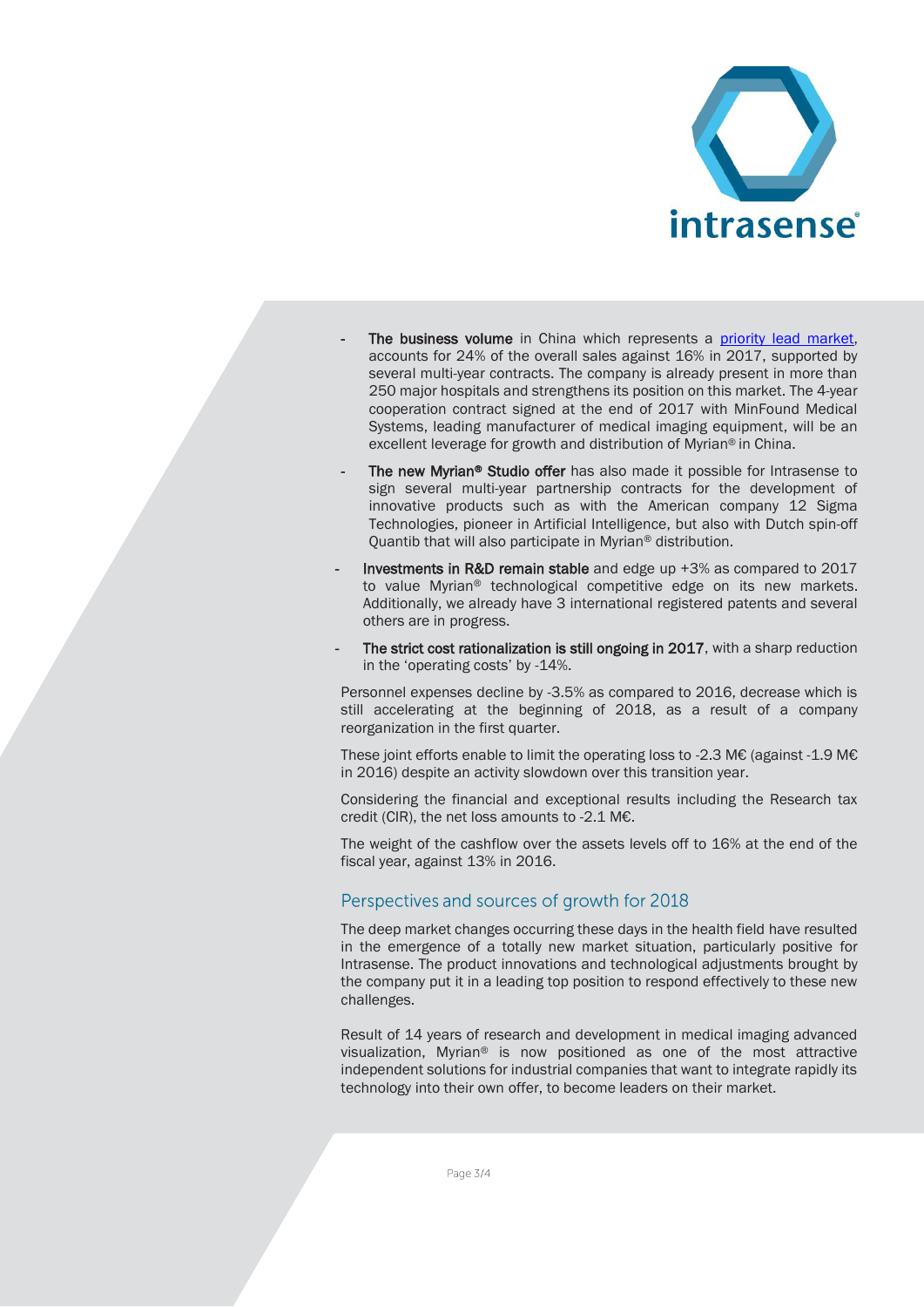- **The business volume** in China which represents a [priority lead market](), accounts for 24% of the overall sales against 16% in 2017, supported by several multi-year contracts. The company is already present in more than 250 major hospitals and strengthens its position on this market. The 4-year cooperation contract signed at the end of 2017 with MinFound Medical Systems, leading manufacturer of medical imaging equipment, will be an excellent leverage for growth and distribution of Myrian® in China.
- **The new Myrian® Studio offer** has also made it possible for Intrasense to sign several multi-year partnership contracts for the development of innovative products such as with the American company 12 Sigma Technologies, pioneer in Artificial Intelligence, but also with Dutch spin-off Quantib that will also participate in Myrian® distribution.

- **Investments in R&D remain stable** and edge up +3% as compared to 2017 to value Myrian® technological competitive edge on its new markets. Additionally, we already have 3 international registered patents and several others are in progress.
- **The strict cost rationalization is still ongoing in 2017**, with a sharp reduction in the 'operating costs' by -14%.

Personnel expenses decline by -3.5% as compared to 2016, decrease which is still accelerating at the beginning of 2018, as a result of a company reorganization in the first quarter.

These joint efforts enable to limit the operating loss to -2.3 M€ (against -1.9 M€ in 2016) despite an activity slowdown over this transition year.

Considering the financial and exceptional results including the Research tax credit (CIR), the net loss amounts to -2.1 M€.

The weight of the cashflow over the assets levels off to 16% at the end of the fiscal year, against 13% in 2016.

## Perspectives and sources of growth for 2018

The deep market changes occurring these days in the health field have resulted in the emergence of a totally new market situation, particularly positive for Intrasense. The product innovations and technological adjustments brought by the company put it in a leading top position to respond effectively to these new challenges.

Result of 14 years of research and development in medical imaging advanced visualization, Myrian® is now positioned as one of the most attractive independent solutions for industrial companies that want to integrate rapidly its technology into their own offer, to become leaders on their market.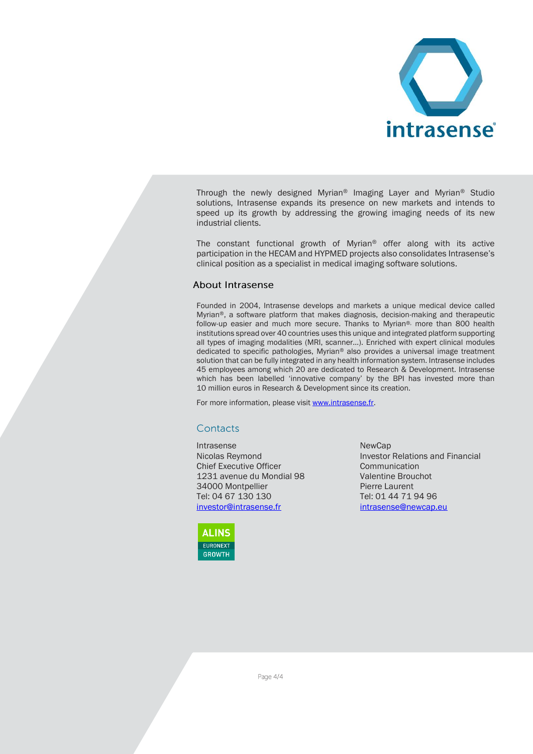Through the newly designed Myrian® Imaging Layer and Myrian® Studio solutions, Intrasense expands its presence on new markets and intends to speed up its growth by addressing the growing imaging needs of its new industrial clients.

The constant functional growth of Myrian® offer along with its active participation in the HECAM and HYPMED projects also consolidates Intrasense's clinical position as a specialist in medical imaging software solutions.

## About Intrasense

Founded in 2004, Intrasense develops and markets a unique medical device called Myrian®, a software platform that makes diagnosis, decision-making and therapeutic follow-up easier and much more secure. Thanks to Myrian®, more than 800 health institutions spread over 40 countries uses this unique and integrated platform supporting all types of imaging modalities (MRI, scanner...). Enriched with expert clinical modules dedicated to specific pathologies, Myrian® also provides a universal image treatment solution that can be fully integrated in any health information system. Intrasense includes 45 employees among which 20 are dedicated to Research & Development. Intrasense which has been labelled 'innovative company' by the BPI has invested more than 10 million euros in Research & Development since its creation.

For more information, please visit www.intrasense.fr.

## Contacts

Intrasense
Nicolas Reymond
Chief Executive Officer
1231 avenue du Mondial 98
34000 Montpellier
Tel: 04 67 130 130
investor@intrasense.fr

NewCap
Investor Relations and Financial Communication
Valentine Brouchot
Pierre Laurent
Tel: 01 44 71 94 96
intrasense@newcap.eu

ALINS
EURONEXT
GROWTH